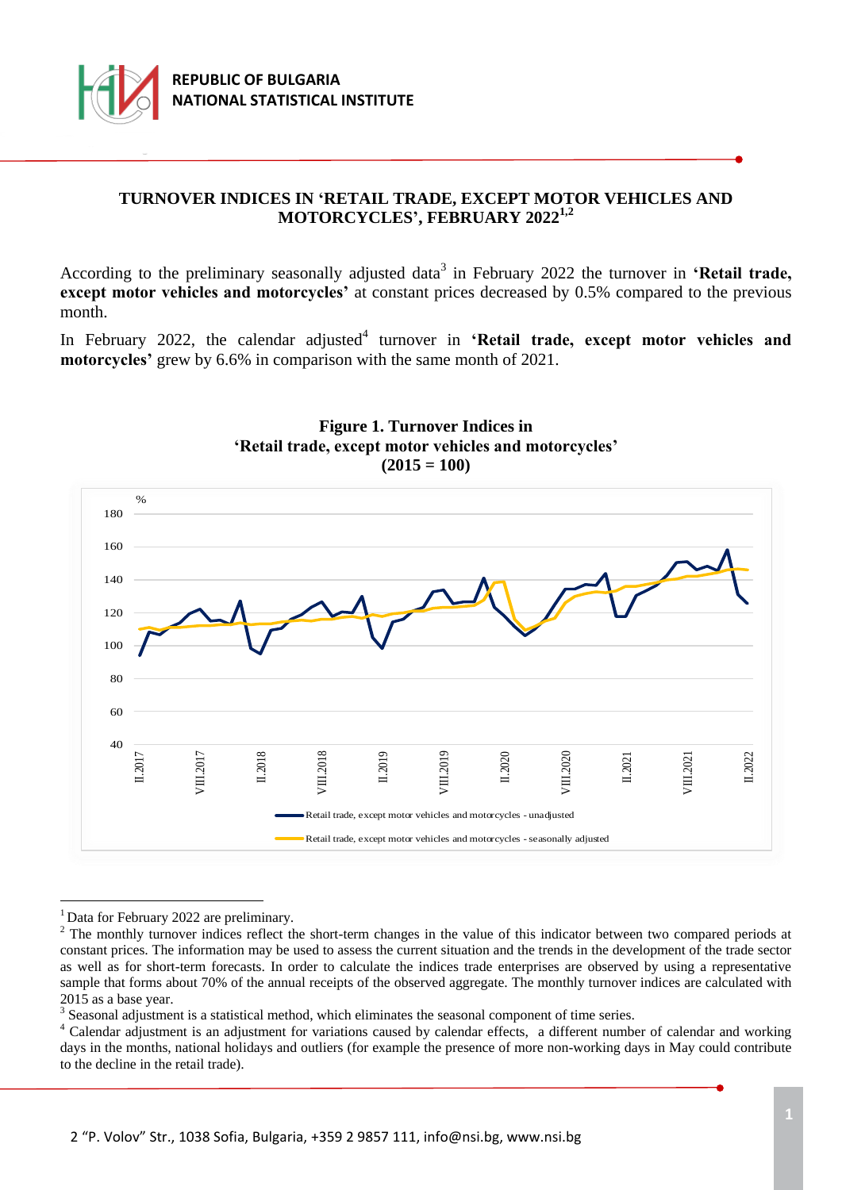# TURNOVER INDICES IN 'RETAIL TRADE, EXCEPT MOTOR VEHICLES AND MOTORCYCLES', FEBRUARY 2022[1,2]

According to the preliminary seasonally adjusted data[3] in February 2022 the turnover in **'Retail trade, except motor vehicles and motorcycles'** at constant prices decreased by 0.5% compared to the previous month.

In February 2022, the calendar adjusted[4] turnover in **'Retail trade, except motor vehicles and motorcycles'** grew by 6.6% in comparison with the same month of 2021.

**Figure 1. Turnover Indices in 'Retail trade, except motor vehicles and motorcycles' (2015 = 100)**

---

[1] Data for February 2022 are preliminary.

[2] The monthly turnover indices reflect the short-term changes in the value of this indicator between two compared periods at constant prices. The information may be used to assess the current situation and the trends in the development of the trade sector as well as for short-term forecasts. In order to calculate the indices trade enterprises are observed by using a representative sample that forms about 70% of the annual receipts of the observed aggregate. The monthly turnover indices are calculated with 2015 as a base year.

[3] Seasonal adjustment is a statistical method, which eliminates the seasonal component of time series.

[4] Calendar adjustment is an adjustment for variations caused by calendar effects, a different number of calendar and working days in the months, national holidays and outliers (for example the presence of more non-working days in May could contribute to the decline in the retail trade).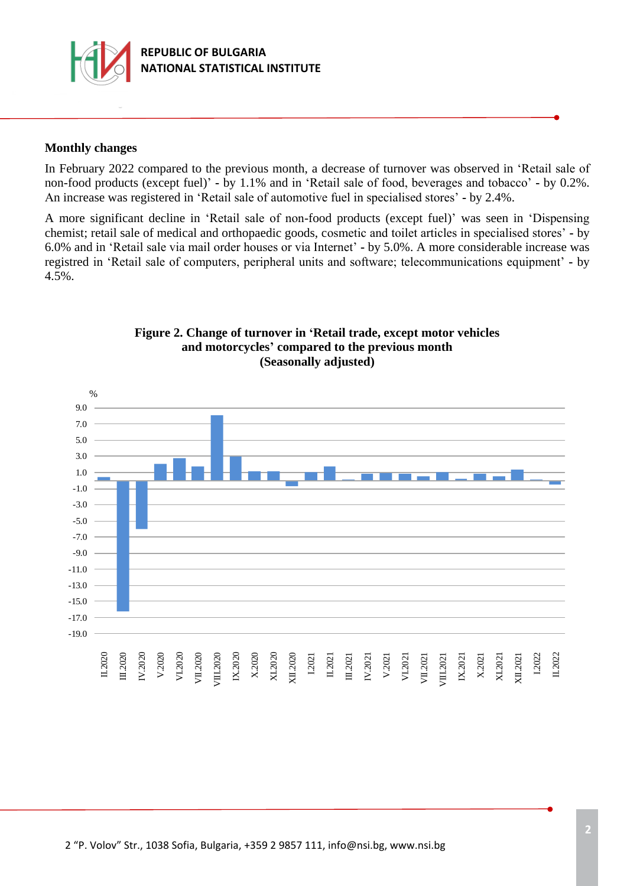**Monthly changes**

In February 2022 compared to the previous month, a decrease of turnover was observed in 'Retail sale of non-food products (except fuel)' - by 1.1% and in 'Retail sale of food, beverages and tobacco' - by 0.2%. An increase was registered in 'Retail sale of automotive fuel in specialised stores' - by 2.4%.

A more significant decline in 'Retail sale of non-food products (except fuel)' was seen in 'Dispensing chemist; retail sale of medical and orthopaedic goods, cosmetic and toilet articles in specialised stores' - by 6.0% and in 'Retail sale via mail order houses or via Internet' - by 5.0%. A more considerable increase was registred in 'Retail sale of computers, peripheral units and software; telecommunications equipment' - by 4.5%.

**Figure 2. Change of turnover in 'Retail trade, except motor vehicles and motorcycles' compared to the previous month (Seasonally adjusted)**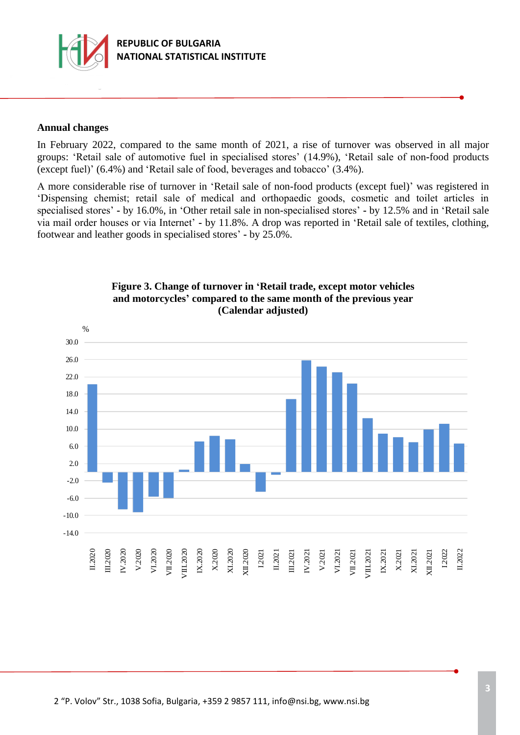### Annual changes

In February 2022, compared to the same month of 2021, a rise of turnover was observed in all major groups: 'Retail sale of automotive fuel in specialised stores' (14.9%), 'Retail sale of non-food products (except fuel)' (6.4%) and 'Retail sale of food, beverages and tobacco' (3.4%).

A more considerable rise of turnover in 'Retail sale of non-food products (except fuel)' was registered in 'Dispensing chemist; retail sale of medical and orthopaedic goods, cosmetic and toilet articles in specialised stores' - by 16.0%, in 'Other retail sale in non-specialised stores' - by 12.5% and in 'Retail sale via mail order houses or via Internet' - by 11.8%. A drop was reported in 'Retail sale of textiles, clothing, footwear and leather goods in specialised stores' - by 25.0%.

**Figure 3. Change of turnover in 'Retail trade, except motor vehicles and motorcycles' compared to the same month of the previous year (Calendar adjusted)**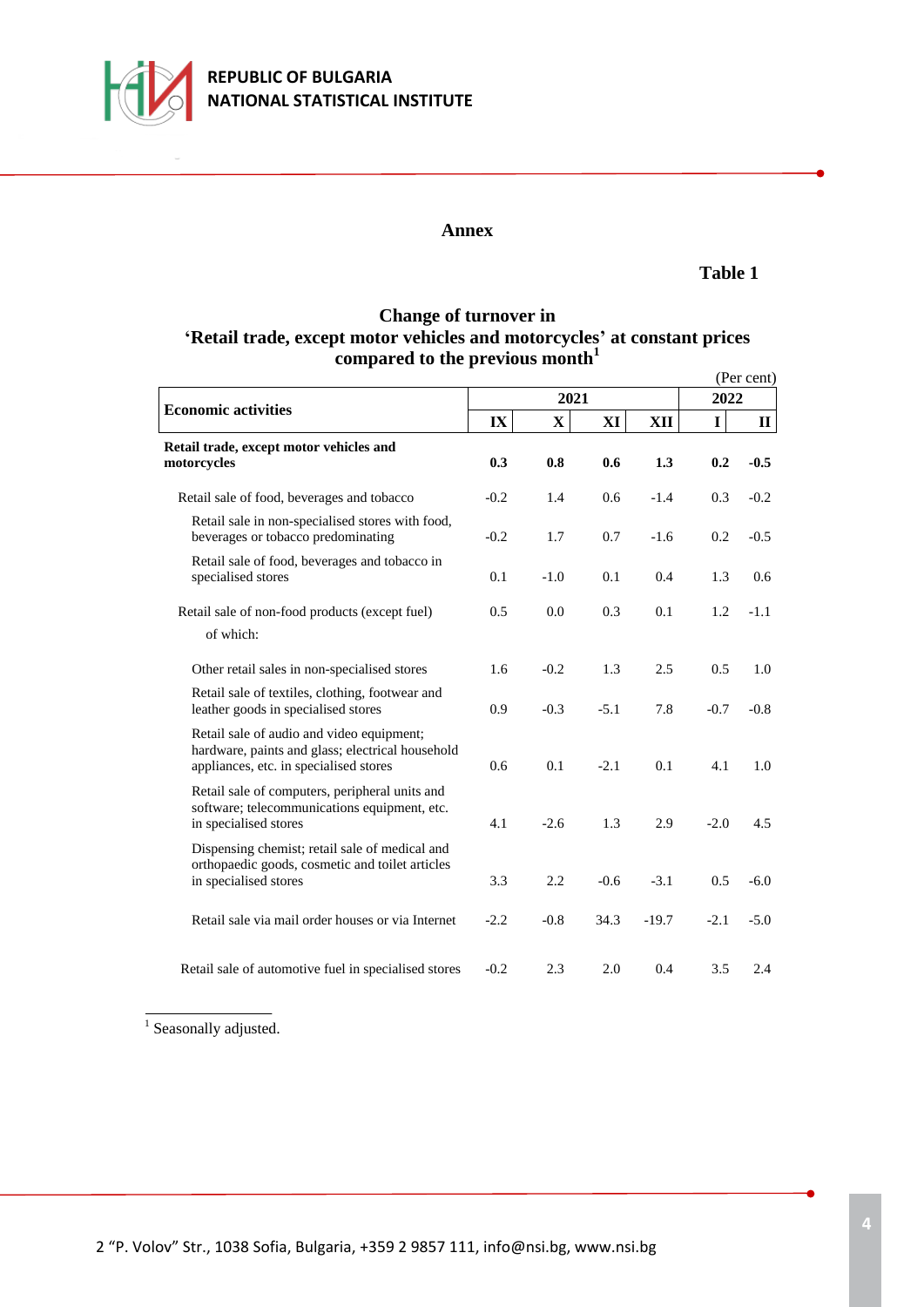## Annex

**Table 1**

### Change of turnover in 'Retail trade, except motor vehicles and motorcycles' at constant prices compared to the previous month[1]

(Per cent)

| Economic activities | 2021 | | | | 2022 | |
|---|---|---|---|---|---|---|
| | IX | X | XI | XII | I | II |
| **Retail trade, except motor vehicles and motorcycles** | **0.3** | **0.8** | **0.6** | **1.3** | **0.2** | **-0.5** |
| Retail sale of food, beverages and tobacco | -0.2 | 1.4 | 0.6 | -1.4 | 0.3 | -0.2 |
| Retail sale in non-specialised stores with food, beverages or tobacco predominating | -0.2 | 1.7 | 0.7 | -1.6 | 0.2 | -0.5 |
| Retail sale of food, beverages and tobacco in specialised stores | 0.1 | -1.0 | 0.1 | 0.4 | 1.3 | 0.6 |
| Retail sale of non-food products (except fuel) | 0.5 | 0.0 | 0.3 | 0.1 | 1.2 | -1.1 |
| of which: | | | | | | |
| Other retail sales in non-specialised stores | 1.6 | -0.2 | 1.3 | 2.5 | 0.5 | 1.0 |
| Retail sale of textiles, clothing, footwear and leather goods in specialised stores | 0.9 | -0.3 | -5.1 | 7.8 | -0.7 | -0.8 |
| Retail sale of audio and video equipment; hardware, paints and glass; electrical household appliances, etc. in specialised stores | 0.6 | 0.1 | -2.1 | 0.1 | 4.1 | 1.0 |
| Retail sale of computers, peripheral units and software; telecommunications equipment, etc. in specialised stores | 4.1 | -2.6 | 1.3 | 2.9 | -2.0 | 4.5 |
| Dispensing chemist; retail sale of medical and orthopaedic goods, cosmetic and toilet articles in specialised stores | 3.3 | 2.2 | -0.6 | -3.1 | 0.5 | -6.0 |
| Retail sale via mail order houses or via Internet | -2.2 | -0.8 | 34.3 | -19.7 | -2.1 | -5.0 |
| Retail sale of automotive fuel in specialised stores | -0.2 | 2.3 | 2.0 | 0.4 | 3.5 | 2.4 |

[1] Seasonally adjusted.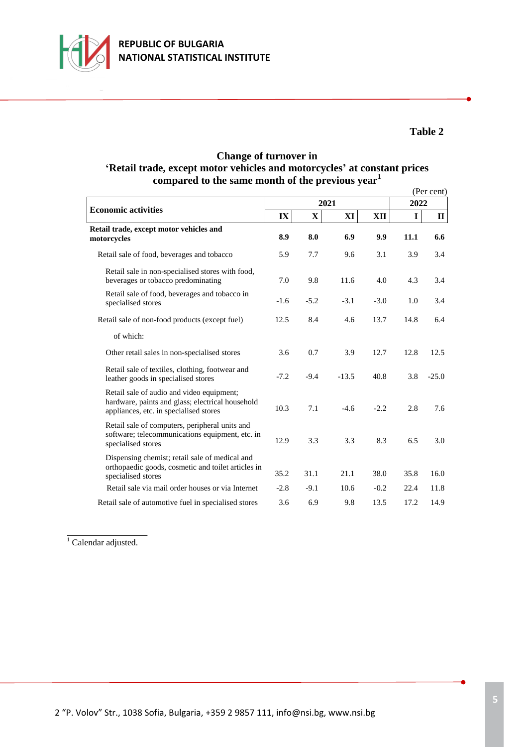**Table 2**

**Change of turnover in**
**'Retail trade, except motor vehicles and motorcycles' at constant prices**
**compared to the same month of the previous year**[1]

(Per cent)

| Economic activities | 2021 | | | | 2022 | |
|---|---|---|---|---|---|---|
| | IX | X | XI | XII | I | II |
| **Retail trade, except motor vehicles and motorcycles** | **8.9** | **8.0** | **6.9** | **9.9** | **11.1** | **6.6** |
| Retail sale of food, beverages and tobacco | 5.9 | 7.7 | 9.6 | 3.1 | 3.9 | 3.4 |
| Retail sale in non-specialised stores with food, beverages or tobacco predominating | 7.0 | 9.8 | 11.6 | 4.0 | 4.3 | 3.4 |
| Retail sale of food, beverages and tobacco in specialised stores | -1.6 | -5.2 | -3.1 | -3.0 | 1.0 | 3.4 |
| Retail sale of non-food products (except fuel) | 12.5 | 8.4 | 4.6 | 13.7 | 14.8 | 6.4 |
| of which: | | | | | | |
| Other retail sales in non-specialised stores | 3.6 | 0.7 | 3.9 | 12.7 | 12.8 | 12.5 |
| Retail sale of textiles, clothing, footwear and leather goods in specialised stores | -7.2 | -9.4 | -13.5 | 40.8 | 3.8 | -25.0 |
| Retail sale of audio and video equipment; hardware, paints and glass; electrical household appliances, etc. in specialised stores | 10.3 | 7.1 | -4.6 | -2.2 | 2.8 | 7.6 |
| Retail sale of computers, peripheral units and software; telecommunications equipment, etc. in specialised stores | 12.9 | 3.3 | 3.3 | 8.3 | 6.5 | 3.0 |
| Dispensing chemist; retail sale of medical and orthopaedic goods, cosmetic and toilet articles in specialised stores | 35.2 | 31.1 | 21.1 | 38.0 | 35.8 | 16.0 |
| Retail sale via mail order houses or via Internet | -2.8 | -9.1 | 10.6 | -0.2 | 22.4 | 11.8 |
| Retail sale of automotive fuel in specialised stores | 3.6 | 6.9 | 9.8 | 13.5 | 17.2 | 14.9 |

[1] Calendar adjusted.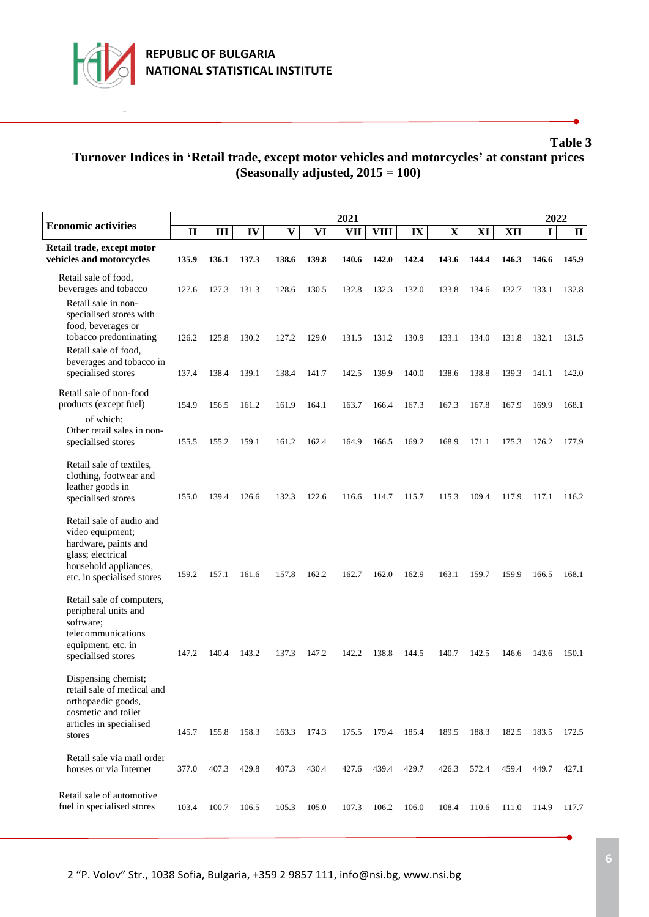**Table 3**

**Turnover Indices in 'Retail trade, except motor vehicles and motorcycles' at constant prices (Seasonally adjusted, 2015 = 100)**

| Economic activities | 2021 | | | | | | | | | | | 2022 | |
|---|---|---|---|---|---|---|---|---|---|---|---|---|---|
| | II | III | IV | V | VI | VII | VIII | IX | X | XI | XII | I | II |
| **Retail trade, except motor vehicles and motorcycles** | **135.9** | **136.1** | **137.3** | **138.6** | **139.8** | **140.6** | **142.0** | **142.4** | **143.6** | **144.4** | **146.3** | **146.6** | **145.9** |
| Retail sale of food, beverages and tobacco | 127.6 | 127.3 | 131.3 | 128.6 | 130.5 | 132.8 | 132.3 | 132.0 | 133.8 | 134.6 | 132.7 | 133.1 | 132.8 |
| Retail sale in non-specialised stores with food, beverages or tobacco predominating | 126.2 | 125.8 | 130.2 | 127.2 | 129.0 | 131.5 | 131.2 | 130.9 | 133.1 | 134.0 | 131.8 | 132.1 | 131.5 |
| Retail sale of food, beverages and tobacco in specialised stores | 137.4 | 138.4 | 139.1 | 138.4 | 141.7 | 142.5 | 139.9 | 140.0 | 138.6 | 138.8 | 139.3 | 141.1 | 142.0 |
| Retail sale of non-food products (except fuel) | 154.9 | 156.5 | 161.2 | 161.9 | 164.1 | 163.7 | 166.4 | 167.3 | 167.3 | 167.8 | 167.9 | 169.9 | 168.1 |
| of which: Other retail sales in non-specialised stores | 155.5 | 155.2 | 159.1 | 161.2 | 162.4 | 164.9 | 166.5 | 169.2 | 168.9 | 171.1 | 175.3 | 176.2 | 177.9 |
| Retail sale of textiles, clothing, footwear and leather goods in specialised stores | 155.0 | 139.4 | 126.6 | 132.3 | 122.6 | 116.6 | 114.7 | 115.7 | 115.3 | 109.4 | 117.9 | 117.1 | 116.2 |
| Retail sale of audio and video equipment; hardware, paints and glass; electrical household appliances, etc. in specialised stores | 159.2 | 157.1 | 161.6 | 157.8 | 162.2 | 162.7 | 162.0 | 162.9 | 163.1 | 159.7 | 159.9 | 166.5 | 168.1 |
| Retail sale of computers, peripheral units and software; telecommunications equipment, etc. in specialised stores | 147.2 | 140.4 | 143.2 | 137.3 | 147.2 | 142.2 | 138.8 | 144.5 | 140.7 | 142.5 | 146.6 | 143.6 | 150.1 |
| Dispensing chemist; retail sale of medical and orthopaedic goods, cosmetic and toilet articles in specialised stores | 145.7 | 155.8 | 158.3 | 163.3 | 174.3 | 175.5 | 179.4 | 185.4 | 189.5 | 188.3 | 182.5 | 183.5 | 172.5 |
| Retail sale via mail order houses or via Internet | 377.0 | 407.3 | 429.8 | 407.3 | 430.4 | 427.6 | 439.4 | 429.7 | 426.3 | 572.4 | 459.4 | 449.7 | 427.1 |
| Retail sale of automotive fuel in specialised stores | 103.4 | 100.7 | 106.5 | 105.3 | 105.0 | 107.3 | 106.2 | 106.0 | 108.4 | 110.6 | 111.0 | 114.9 | 117.7 |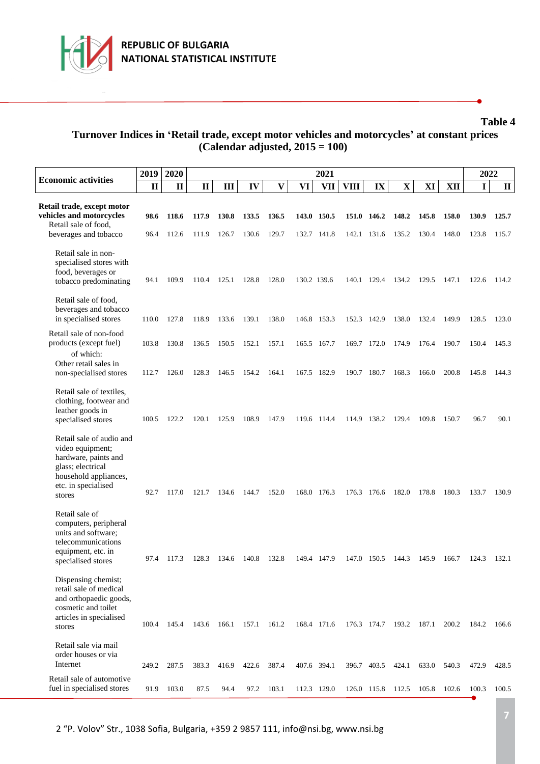**Table 4**

## Turnover Indices in 'Retail trade, except motor vehicles and motorcycles' at constant prices (Calendar adjusted, 2015 = 100)

| Economic activities | 2019 | 2020 | 2021 | | | | | | | | | | | 2022 | |
|---|---|---|---|---|---|---|---|---|---|---|---|---|---|---|---|
| | II | II | II | III | IV | V | VI | VII | VIII | IX | X | XI | XII | I | II |
| **Retail trade, except motor vehicles and motorcycles** | **98.6** | **118.6** | **117.9** | **130.8** | **133.5** | **136.5** | **143.0** | **150.5** | **151.0** | **146.2** | **148.2** | **145.8** | **158.0** | **130.9** | **125.7** |
| Retail sale of food, beverages and tobacco | 96.4 | 112.6 | 111.9 | 126.7 | 130.6 | 129.7 | 132.7 | 141.8 | 142.1 | 131.6 | 135.2 | 130.4 | 148.0 | 123.8 | 115.7 |
| Retail sale in non-specialised stores with food, beverages or tobacco predominating | 94.1 | 109.9 | 110.4 | 125.1 | 128.8 | 128.0 | 130.2 | 139.6 | 140.1 | 129.4 | 134.2 | 129.5 | 147.1 | 122.6 | 114.2 |
| Retail sale of food, beverages and tobacco in specialised stores | 110.0 | 127.8 | 118.9 | 133.6 | 139.1 | 138.0 | 146.8 | 153.3 | 152.3 | 142.9 | 138.0 | 132.4 | 149.9 | 128.5 | 123.0 |
| Retail sale of non-food products (except fuel) | 103.8 | 130.8 | 136.5 | 150.5 | 152.1 | 157.1 | 165.5 | 167.7 | 169.7 | 172.0 | 174.9 | 176.4 | 190.7 | 150.4 | 145.3 |
| of which: | | | | | | | | | | | | | | | |
| Other retail sales in non-specialised stores | 112.7 | 126.0 | 128.3 | 146.5 | 154.2 | 164.1 | 167.5 | 182.9 | 190.7 | 180.7 | 168.3 | 166.0 | 200.8 | 145.8 | 144.3 |
| Retail sale of textiles, clothing, footwear and leather goods in specialised stores | 100.5 | 122.2 | 120.1 | 125.9 | 108.9 | 147.9 | 119.6 | 114.4 | 114.9 | 138.2 | 129.4 | 109.8 | 150.7 | 96.7 | 90.1 |
| Retail sale of audio and video equipment; hardware, paints and glass; electrical household appliances, etc. in specialised stores | 92.7 | 117.0 | 121.7 | 134.6 | 144.7 | 152.0 | 168.0 | 176.3 | 176.3 | 176.6 | 182.0 | 178.8 | 180.3 | 133.7 | 130.9 |
| Retail sale of computers, peripheral units and software; telecommunications equipment, etc. in specialised stores | 97.4 | 117.3 | 128.3 | 134.6 | 140.8 | 132.8 | 149.4 | 147.9 | 147.0 | 150.5 | 144.3 | 145.9 | 166.7 | 124.3 | 132.1 |
| Dispensing chemist; retail sale of medical and orthopaedic goods, cosmetic and toilet articles in specialised stores | 100.4 | 145.4 | 143.6 | 166.1 | 157.1 | 161.2 | 168.4 | 171.6 | 176.3 | 174.7 | 193.2 | 187.1 | 200.2 | 184.2 | 166.6 |
| Retail sale via mail order houses or via Internet | 249.2 | 287.5 | 383.3 | 416.9 | 422.6 | 387.4 | 407.6 | 394.1 | 396.7 | 403.5 | 424.1 | 633.0 | 540.3 | 472.9 | 428.5 |
| Retail sale of automotive fuel in specialised stores | 91.9 | 103.0 | 87.5 | 94.4 | 97.2 | 103.1 | 112.3 | 129.0 | 126.0 | 115.8 | 112.5 | 105.8 | 102.6 | 100.3 | 100.5 |